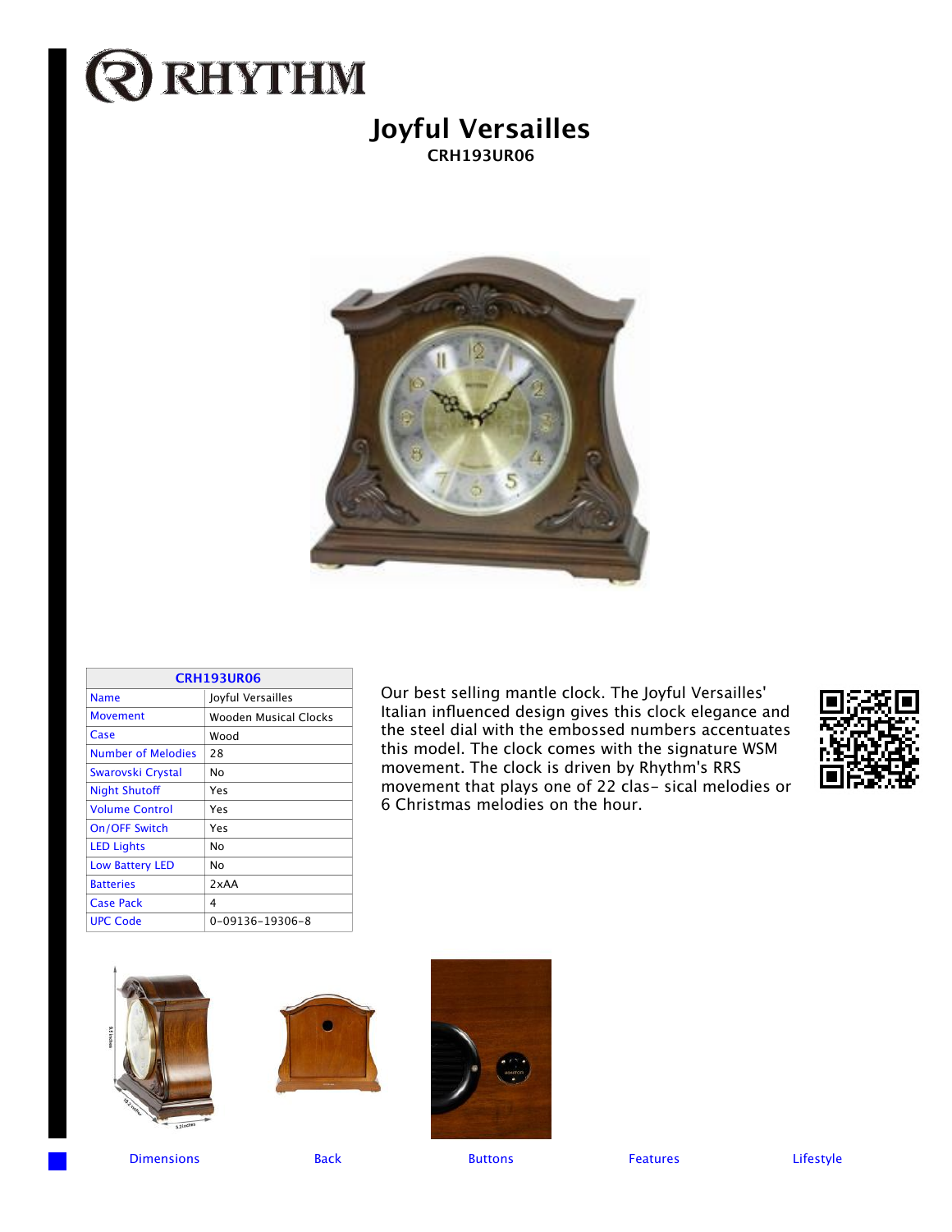# RHYTHM

## Joyful Versailles

**CRH193UR06**

| CRH193UR06 | |
|---|---|
| Name | Joyful Versailles |
| Movement | Wooden Musical Clocks |
| Case | Wood |
| Number of Melodies | 28 |
| Swarovski Crystal | No |
| Night Shutoff | Yes |
| Volume Control | Yes |
| On/OFF Switch | Yes |
| LED Lights | No |
| Low Battery LED | No |
| Batteries | 2xAA |
| Case Pack | 4 |
| UPC Code | 0-09136-19306-8 |

Our best selling mantle clock. The Joyful Versailles' Italian influenced design gives this clock elegance and the steel dial with the embossed numbers accentuates this model. The clock comes with the signature WSM movement. The clock is driven by Rhythm's RRS movement that plays one of 22 clas- sical melodies or 6 Christmas melodies on the hour.

Dimensions | Back | Buttons | Features | Lifestyle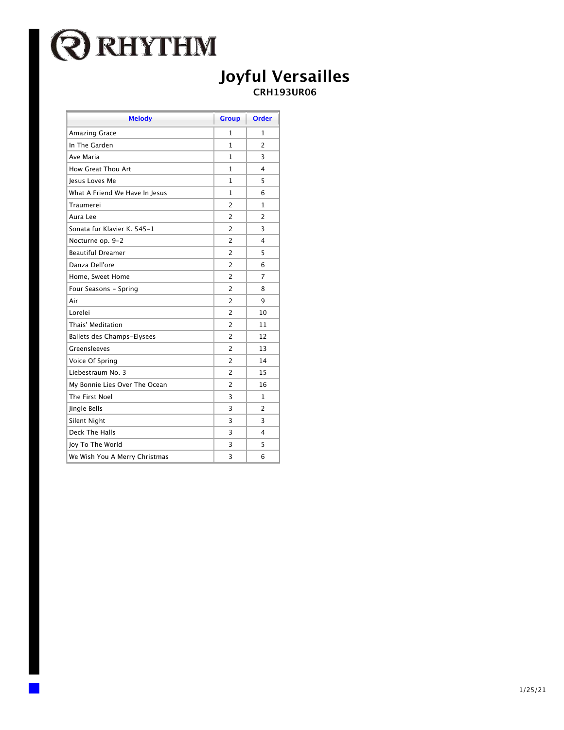RHYTHM

# Joyful Versailles

## CRH193UR06

| Melody | Group | Order |
|---|---|---|
| Amazing Grace | 1 | 1 |
| In The Garden | 1 | 2 |
| Ave Maria | 1 | 3 |
| How Great Thou Art | 1 | 4 |
| Jesus Loves Me | 1 | 5 |
| What A Friend We Have In Jesus | 1 | 6 |
| Traumerei | 2 | 1 |
| Aura Lee | 2 | 2 |
| Sonata fur Klavier K. 545-1 | 2 | 3 |
| Nocturne op. 9-2 | 2 | 4 |
| Beautiful Dreamer | 2 | 5 |
| Danza Dell'ore | 2 | 6 |
| Home, Sweet Home | 2 | 7 |
| Four Seasons - Spring | 2 | 8 |
| Air | 2 | 9 |
| Lorelei | 2 | 10 |
| Thais' Meditation | 2 | 11 |
| Ballets des Champs-Elysees | 2 | 12 |
| Greensleeves | 2 | 13 |
| Voice Of Spring | 2 | 14 |
| Liebestraum No. 3 | 2 | 15 |
| My Bonnie Lies Over The Ocean | 2 | 16 |
| The First Noel | 3 | 1 |
| Jingle Bells | 3 | 2 |
| Silent Night | 3 | 3 |
| Deck The Halls | 3 | 4 |
| Joy To The World | 3 | 5 |
| We Wish You A Merry Christmas | 3 | 6 |

1/25/21